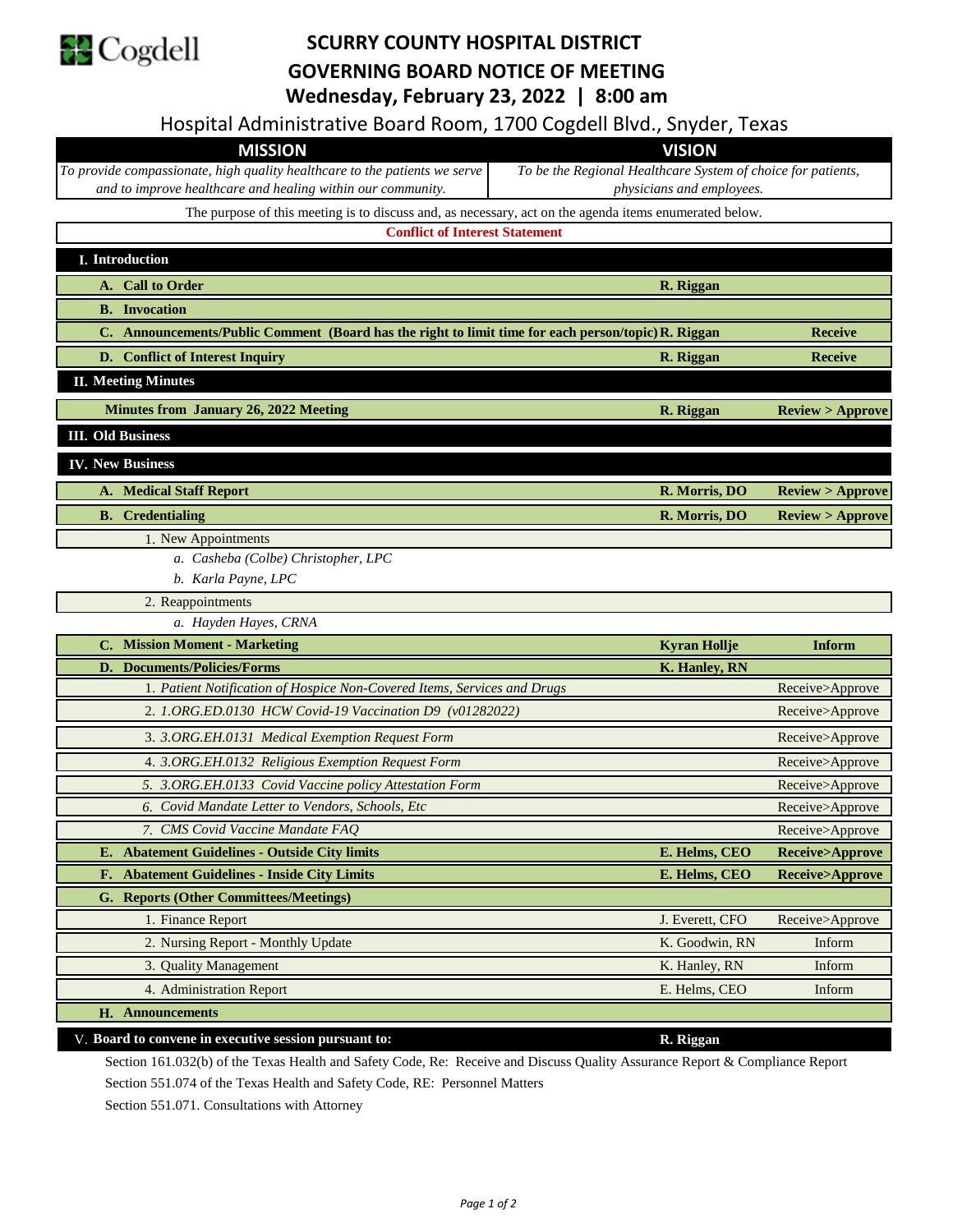Cogdell

# SCURRY COUNTY HOSPITAL DISTRICT
## GOVERNING BOARD NOTICE OF MEETING
### Wednesday, February 23, 2022 | 8:00 am

Hospital Administrative Board Room, 1700 Cogdell Blvd., Snyder, Texas

| MISSION | VISION |
|---|---|
| *To provide compassionate, high quality healthcare to the patients we serve and to improve healthcare and healing within our community.* | *To be the Regional Healthcare System of choice for patients, physicians and employees.* |

The purpose of this meeting is to discuss and, as necessary, act on the agenda items enumerated below.

**Conflict of Interest Statement**

| Item | Presenter | Action |
|---|---|---|
| **I. Introduction** | | |
| **A. Call to Order** | **R. Riggan** | |
| **B. Invocation** | | |
| **C. Announcements/Public Comment (Board has the right to limit time for each person/topic)** | **R. Riggan** | **Receive** |
| **D. Conflict of Interest Inquiry** | **R. Riggan** | **Receive** |
| **II. Meeting Minutes** | | |
| **Minutes from January 26, 2022 Meeting** | **R. Riggan** | **Review > Approve** |
| **III. Old Business** | | |
| **IV. New Business** | | |
| **A. Medical Staff Report** | **R. Morris, DO** | **Review > Approve** |
| **B. Credentialing** | **R. Morris, DO** | **Review > Approve** |
| 1. New Appointments | | |
| *a. Casheba (Colbe) Christopher, LPC* | | |
| *b. Karla Payne, LPC* | | |
| 2. Reappointments | | |
| *a. Hayden Hayes, CRNA* | | |
| **C. Mission Moment - Marketing** | **Kyran Hollje** | **Inform** |
| **D. Documents/Policies/Forms** | **K. Hanley, RN** | |
| 1. *Patient Notification of Hospice Non-Covered Items, Services and Drugs* | | Receive>Approve |
| 2. *1.ORG.ED.0130 HCW Covid-19 Vaccination D9 (v01282022)* | | Receive>Approve |
| 3. *3.ORG.EH.0131 Medical Exemption Request Form* | | Receive>Approve |
| 4. *3.ORG.EH.0132 Religious Exemption Request Form* | | Receive>Approve |
| 5. *3.ORG.EH.0133 Covid Vaccine policy Attestation Form* | | Receive>Approve |
| 6. *Covid Mandate Letter to Vendors, Schools, Etc* | | Receive>Approve |
| 7. *CMS Covid Vaccine Mandate FAQ* | | Receive>Approve |
| **E. Abatement Guidelines - Outside City limits** | **E. Helms, CEO** | **Receive>Approve** |
| **F. Abatement Guidelines - Inside City Limits** | **E. Helms, CEO** | **Receive>Approve** |
| **G. Reports (Other Committees/Meetings)** | | |
| 1. Finance Report | J. Everett, CFO | Receive>Approve |
| 2. Nursing Report - Monthly Update | K. Goodwin, RN | Inform |
| 3. Quality Management | K. Hanley, RN | Inform |
| 4. Administration Report | E. Helms, CEO | Inform |
| **H. Announcements** | | |
| **V. Board to convene in executive session pursuant to:** | **R. Riggan** | |

Section 161.032(b) of the Texas Health and Safety Code, Re: Receive and Discuss Quality Assurance Report & Compliance Report

Section 551.074 of the Texas Health and Safety Code, RE: Personnel Matters

Section 551.071. Consultations with Attorney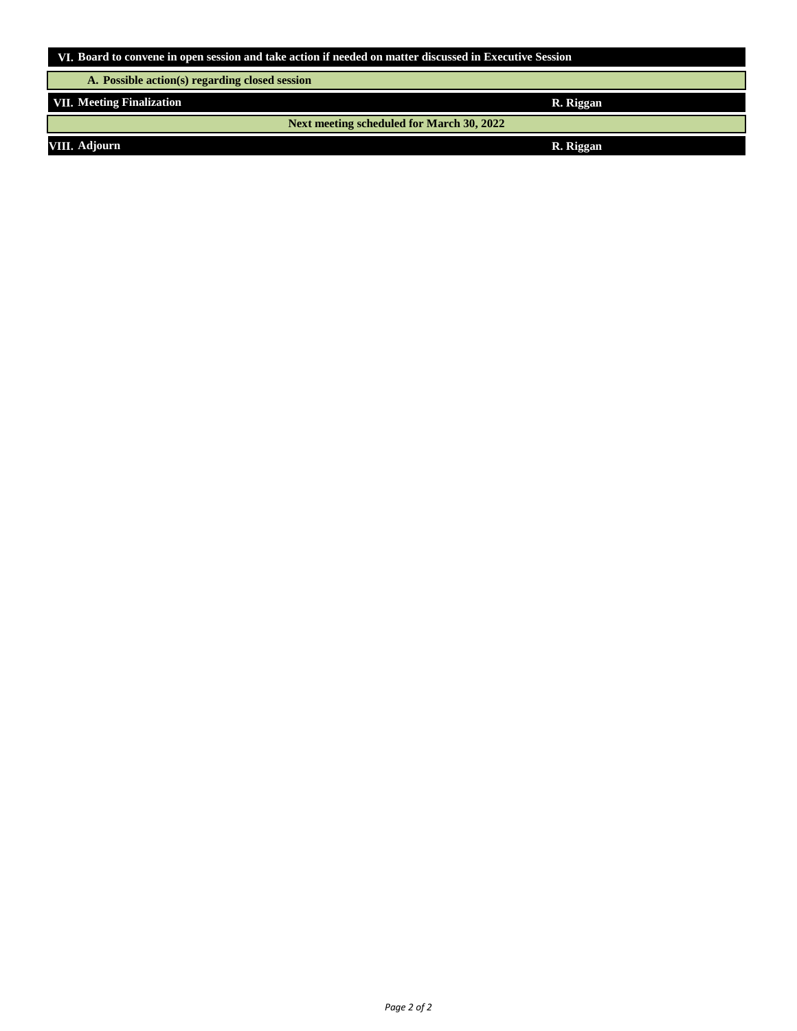**VI. Board to convene in open session and take action if needed on matter discussed in Executive Session**

**A. Possible action(s) regarding closed session**

**VII. Meeting Finalization** — **R. Riggan**

**Next meeting scheduled for March 30, 2022**

**VIII. Adjourn** — **R. Riggan**